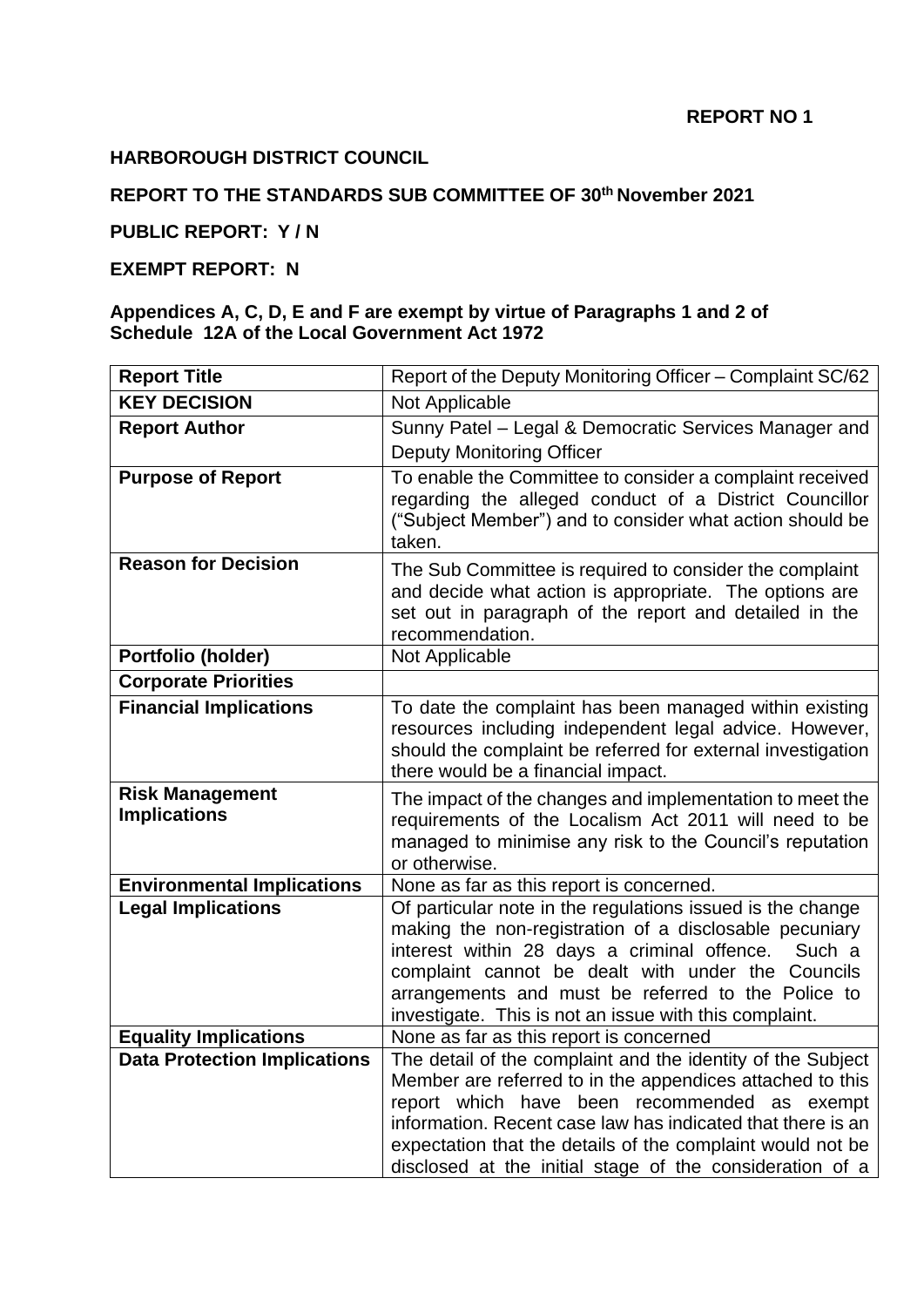**REPORT NO 1**

**HARBOROUGH DISTRICT COUNCIL**

**REPORT TO THE STANDARDS SUB COMMITTEE OF 30th November 2021**

**PUBLIC REPORT: Y / N**

**EXEMPT REPORT: N**

**Appendices A, C, D, E and F are exempt by virtue of Paragraphs 1 and 2 of Schedule 12A of the Local Government Act 1972**

| **Report Title** | Report of the Deputy Monitoring Officer – Complaint SC/62 |
|---|---|
| **KEY DECISION** | Not Applicable |
| **Report Author** | Sunny Patel – Legal & Democratic Services Manager and Deputy Monitoring Officer |
| **Purpose of Report** | To enable the Committee to consider a complaint received regarding the alleged conduct of a District Councillor ("Subject Member") and to consider what action should be taken. |
| **Reason for Decision** | The Sub Committee is required to consider the complaint and decide what action is appropriate. The options are set out in paragraph of the report and detailed in the recommendation. |
| **Portfolio (holder)** | Not Applicable |
| **Corporate Priorities** | |
| **Financial Implications** | To date the complaint has been managed within existing resources including independent legal advice. However, should the complaint be referred for external investigation there would be a financial impact. |
| **Risk Management Implications** | The impact of the changes and implementation to meet the requirements of the Localism Act 2011 will need to be managed to minimise any risk to the Council's reputation or otherwise. |
| **Environmental Implications** | None as far as this report is concerned. |
| **Legal Implications** | Of particular note in the regulations issued is the change making the non-registration of a disclosable pecuniary interest within 28 days a criminal offence. Such a complaint cannot be dealt with under the Councils arrangements and must be referred to the Police to investigate. This is not an issue with this complaint. |
| **Equality Implications** | None as far as this report is concerned |
| **Data Protection Implications** | The detail of the complaint and the identity of the Subject Member are referred to in the appendices attached to this report which have been recommended as exempt information. Recent case law has indicated that there is an expectation that the details of the complaint would not be disclosed at the initial stage of the consideration of a |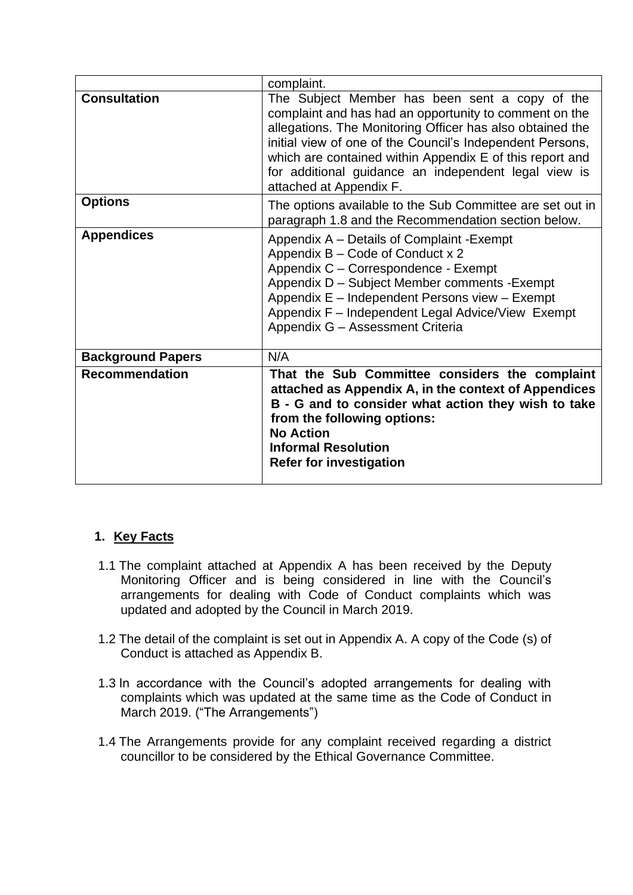| | |
|---|---|
| | complaint. |
| **Consultation** | The Subject Member has been sent a copy of the complaint and has had an opportunity to comment on the allegations. The Monitoring Officer has also obtained the initial view of one of the Council's Independent Persons, which are contained within Appendix E of this report and for additional guidance an independent legal view is attached at Appendix F. |
| **Options** | The options available to the Sub Committee are set out in paragraph 1.8 and the Recommendation section below. |
| **Appendices** | Appendix A – Details of Complaint -Exempt<br>Appendix B – Code of Conduct x 2<br>Appendix C – Correspondence - Exempt<br>Appendix D – Subject Member comments -Exempt<br>Appendix E – Independent Persons view – Exempt<br>Appendix F – Independent Legal Advice/View Exempt<br>Appendix G – Assessment Criteria |
| **Background Papers** | N/A |
| **Recommendation** | **That the Sub Committee considers the complaint attached as Appendix A, in the context of Appendices B - G and to consider what action they wish to take from the following options:**<br>**No Action**<br>**Informal Resolution**<br>**Refer for investigation** |

## 1. Key Facts

1.1 The complaint attached at Appendix A has been received by the Deputy Monitoring Officer and is being considered in line with the Council's arrangements for dealing with Code of Conduct complaints which was updated and adopted by the Council in March 2019.

1.2 The detail of the complaint is set out in Appendix A. A copy of the Code (s) of Conduct is attached as Appendix B.

1.3 In accordance with the Council's adopted arrangements for dealing with complaints which was updated at the same time as the Code of Conduct in March 2019. ("The Arrangements")

1.4 The Arrangements provide for any complaint received regarding a district councillor to be considered by the Ethical Governance Committee.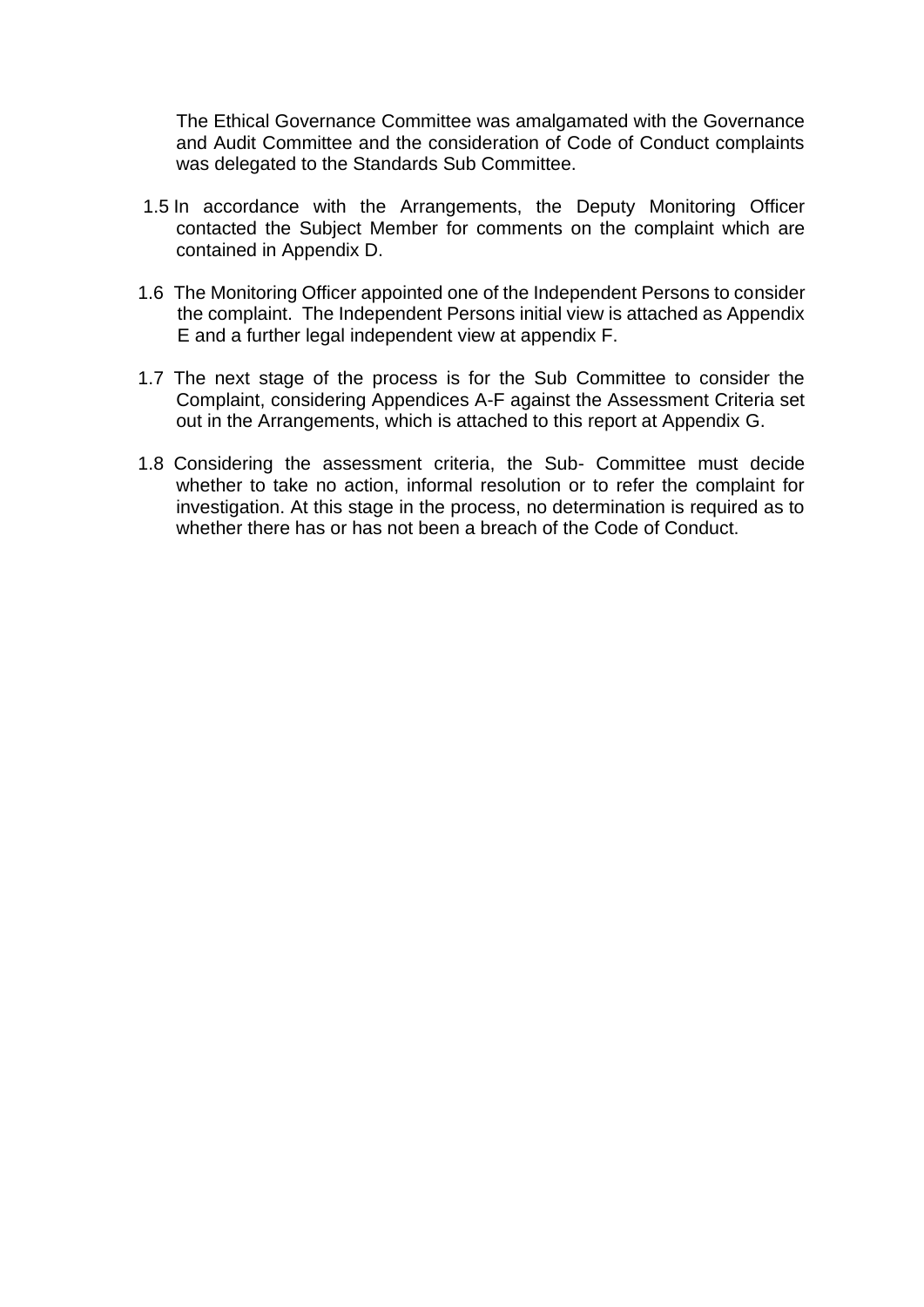The Ethical Governance Committee was amalgamated with the Governance and Audit Committee and the consideration of Code of Conduct complaints was delegated to the Standards Sub Committee.

1.5 In accordance with the Arrangements, the Deputy Monitoring Officer contacted the Subject Member for comments on the complaint which are contained in Appendix D.

1.6 The Monitoring Officer appointed one of the Independent Persons to consider the complaint. The Independent Persons initial view is attached as Appendix E and a further legal independent view at appendix F.

1.7 The next stage of the process is for the Sub Committee to consider the Complaint, considering Appendices A-F against the Assessment Criteria set out in the Arrangements, which is attached to this report at Appendix G.

1.8 Considering the assessment criteria, the Sub- Committee must decide whether to take no action, informal resolution or to refer the complaint for investigation. At this stage in the process, no determination is required as to whether there has or has not been a breach of the Code of Conduct.